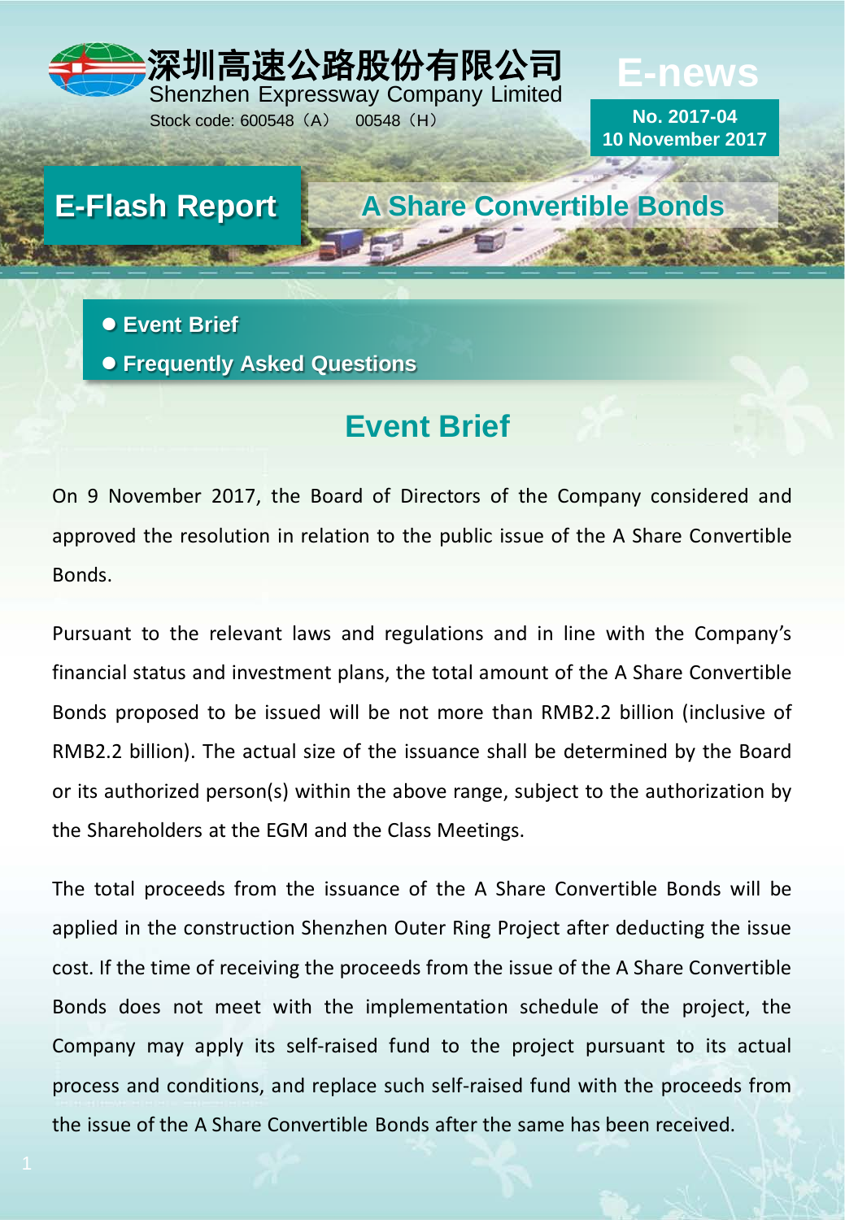深圳高速公路股份有限公司
Shenzhen Expressway Company Limited
Stock code: 600548（A） 00548（H）

# E-news

**No. 2017-04**
**10 November 2017**

## E-Flash Report

## A Share Convertible Bonds

- **Event Brief**
- **Frequently Asked Questions**

## Event Brief

On 9 November 2017, the Board of Directors of the Company considered and approved the resolution in relation to the public issue of the A Share Convertible Bonds.

Pursuant to the relevant laws and regulations and in line with the Company's financial status and investment plans, the total amount of the A Share Convertible Bonds proposed to be issued will be not more than RMB2.2 billion (inclusive of RMB2.2 billion). The actual size of the issuance shall be determined by the Board or its authorized person(s) within the above range, subject to the authorization by the Shareholders at the EGM and the Class Meetings.

The total proceeds from the issuance of the A Share Convertible Bonds will be applied in the construction Shenzhen Outer Ring Project after deducting the issue cost. If the time of receiving the proceeds from the issue of the A Share Convertible Bonds does not meet with the implementation schedule of the project, the Company may apply its self-raised fund to the project pursuant to its actual process and conditions, and replace such self-raised fund with the proceeds from the issue of the A Share Convertible Bonds after the same has been received.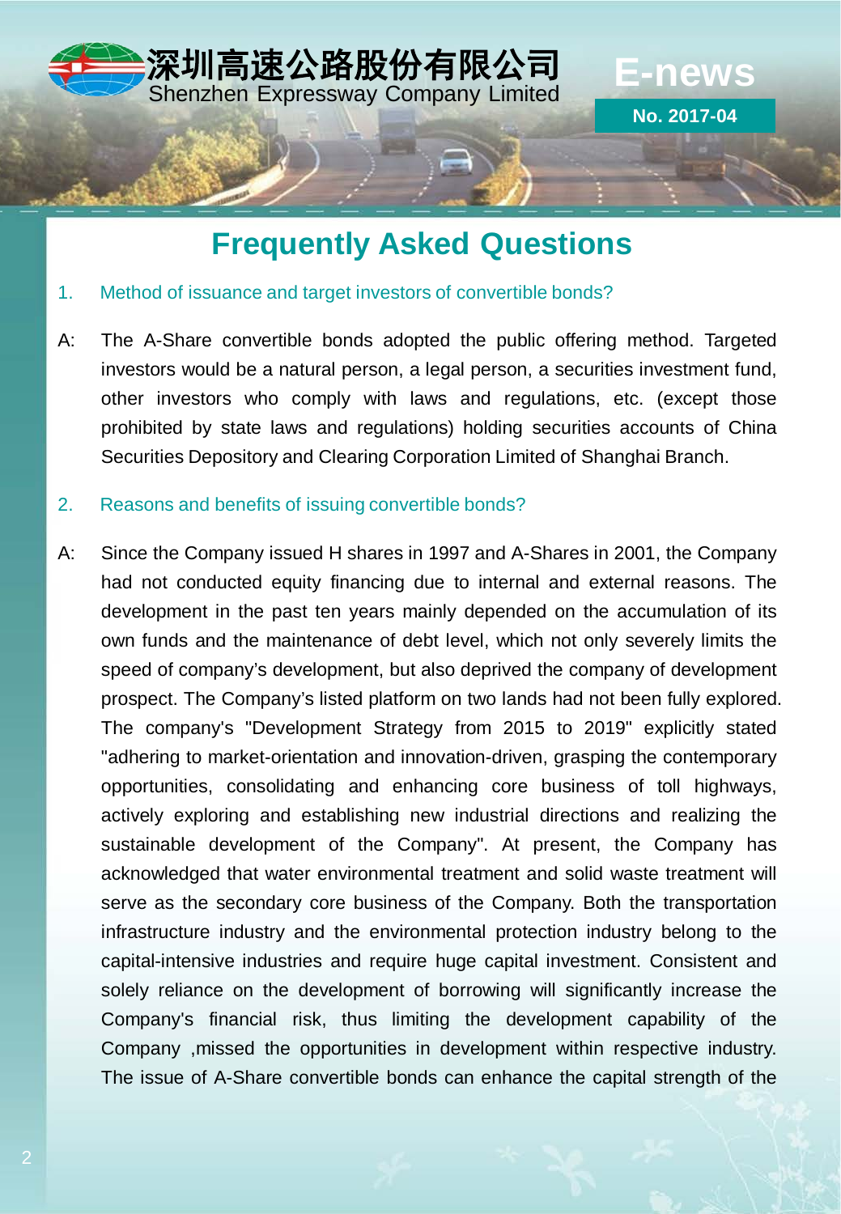# Frequently Asked Questions

1. Method of issuance and target investors of convertible bonds?

A: The A-Share convertible bonds adopted the public offering method. Targeted investors would be a natural person, a legal person, a securities investment fund, other investors who comply with laws and regulations, etc. (except those prohibited by state laws and regulations) holding securities accounts of China Securities Depository and Clearing Corporation Limited of Shanghai Branch.

2. Reasons and benefits of issuing convertible bonds?

A: Since the Company issued H shares in 1997 and A-Shares in 2001, the Company had not conducted equity financing due to internal and external reasons. The development in the past ten years mainly depended on the accumulation of its own funds and the maintenance of debt level, which not only severely limits the speed of company's development, but also deprived the company of development prospect. The Company's listed platform on two lands had not been fully explored. The company's "Development Strategy from 2015 to 2019" explicitly stated "adhering to market-orientation and innovation-driven, grasping the contemporary opportunities, consolidating and enhancing core business of toll highways, actively exploring and establishing new industrial directions and realizing the sustainable development of the Company". At present, the Company has acknowledged that water environmental treatment and solid waste treatment will serve as the secondary core business of the Company. Both the transportation infrastructure industry and the environmental protection industry belong to the capital-intensive industries and require huge capital investment. Consistent and solely reliance on the development of borrowing will significantly increase the Company's financial risk, thus limiting the development capability of the Company ,missed the opportunities in development within respective industry. The issue of A-Share convertible bonds can enhance the capital strength of the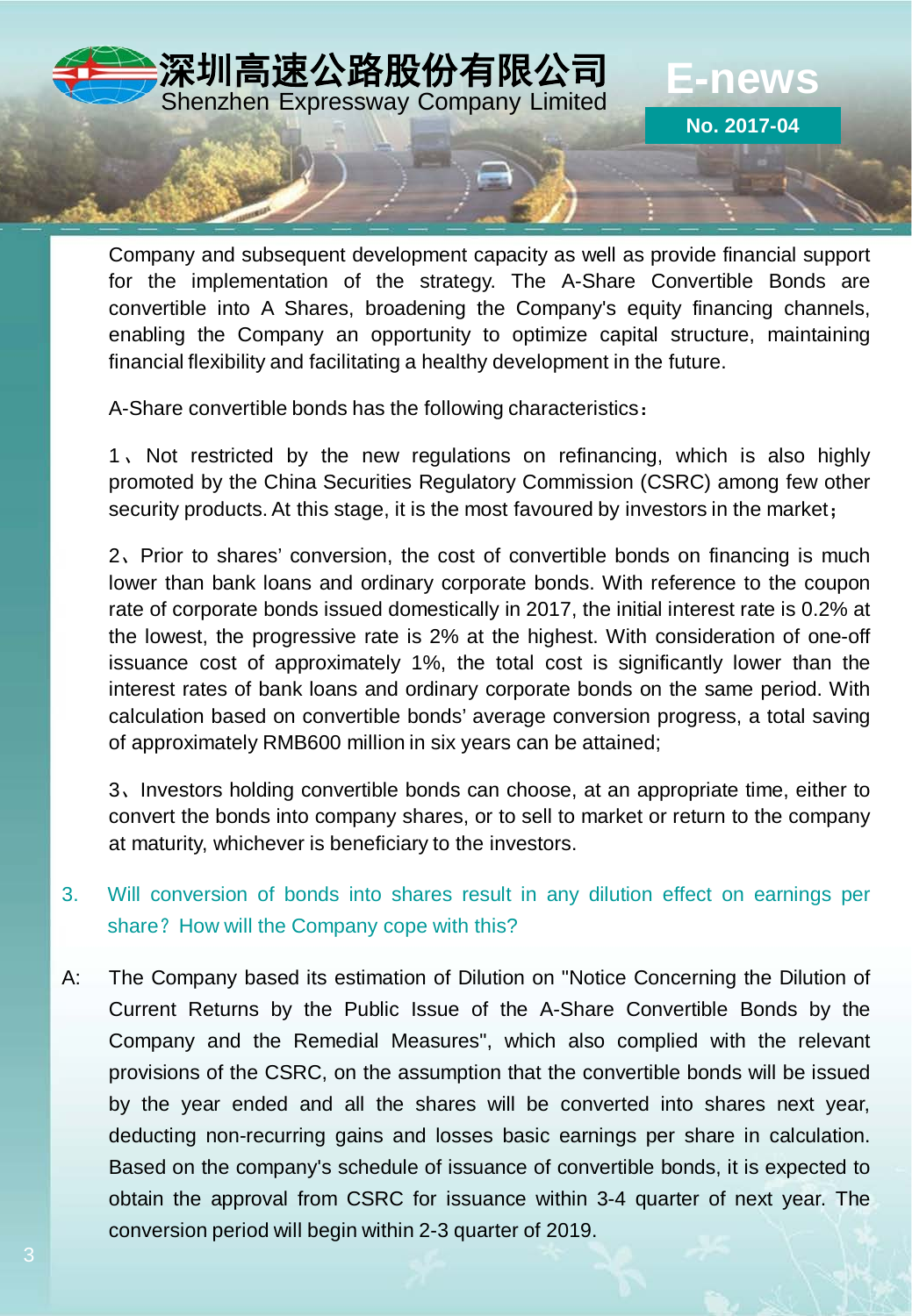Company and subsequent development capacity as well as provide financial support for the implementation of the strategy. The A-Share Convertible Bonds are convertible into A Shares, broadening the Company's equity financing channels, enabling the Company an opportunity to optimize capital structure, maintaining financial flexibility and facilitating a healthy development in the future.

A-Share convertible bonds has the following characteristics：

1、Not restricted by the new regulations on refinancing, which is also highly promoted by the China Securities Regulatory Commission (CSRC) among few other security products. At this stage, it is the most favoured by investors in the market；

2、Prior to shares' conversion, the cost of convertible bonds on financing is much lower than bank loans and ordinary corporate bonds. With reference to the coupon rate of corporate bonds issued domestically in 2017, the initial interest rate is 0.2% at the lowest, the progressive rate is 2% at the highest. With consideration of one-off issuance cost of approximately 1%, the total cost is significantly lower than the interest rates of bank loans and ordinary corporate bonds on the same period. With calculation based on convertible bonds' average conversion progress, a total saving of approximately RMB600 million in six years can be attained;

3、Investors holding convertible bonds can choose, at an appropriate time, either to convert the bonds into company shares, or to sell to market or return to the company at maturity, whichever is beneficiary to the investors.

3. Will conversion of bonds into shares result in any dilution effect on earnings per share？How will the Company cope with this?

A: The Company based its estimation of Dilution on "Notice Concerning the Dilution of Current Returns by the Public Issue of the A-Share Convertible Bonds by the Company and the Remedial Measures", which also complied with the relevant provisions of the CSRC, on the assumption that the convertible bonds will be issued by the year ended and all the shares will be converted into shares next year, deducting non-recurring gains and losses basic earnings per share in calculation. Based on the company's schedule of issuance of convertible bonds, it is expected to obtain the approval from CSRC for issuance within 3-4 quarter of next year. The conversion period will begin within 2-3 quarter of 2019.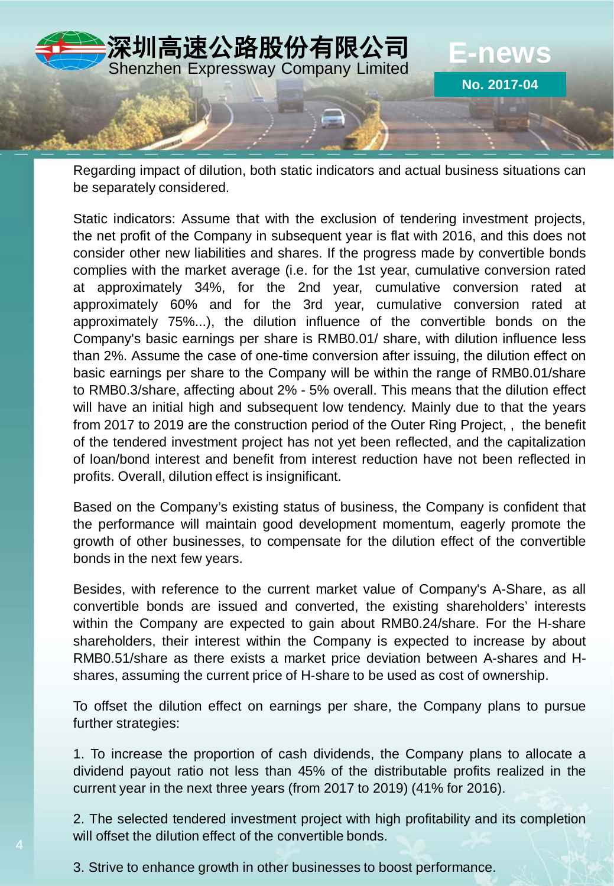Regarding impact of dilution, both static indicators and actual business situations can be separately considered.

Static indicators: Assume that with the exclusion of tendering investment projects, the net profit of the Company in subsequent year is flat with 2016, and this does not consider other new liabilities and shares. If the progress made by convertible bonds complies with the market average (i.e. for the 1st year, cumulative conversion rated at approximately 34%, for the 2nd year, cumulative conversion rated at approximately 60% and for the 3rd year, cumulative conversion rated at approximately 75%...), the dilution influence of the convertible bonds on the Company's basic earnings per share is RMB0.01/ share, with dilution influence less than 2%. Assume the case of one-time conversion after issuing, the dilution effect on basic earnings per share to the Company will be within the range of RMB0.01/share to RMB0.3/share, affecting about 2% - 5% overall. This means that the dilution effect will have an initial high and subsequent low tendency. Mainly due to that the years from 2017 to 2019 are the construction period of the Outer Ring Project, , the benefit of the tendered investment project has not yet been reflected, and the capitalization of loan/bond interest and benefit from interest reduction have not been reflected in profits. Overall, dilution effect is insignificant.

Based on the Company's existing status of business, the Company is confident that the performance will maintain good development momentum, eagerly promote the growth of other businesses, to compensate for the dilution effect of the convertible bonds in the next few years.

Besides, with reference to the current market value of Company's A-Share, as all convertible bonds are issued and converted, the existing shareholders' interests within the Company are expected to gain about RMB0.24/share. For the H-share shareholders, their interest within the Company is expected to increase by about RMB0.51/share as there exists a market price deviation between A-shares and H-shares, assuming the current price of H-share to be used as cost of ownership.

To offset the dilution effect on earnings per share, the Company plans to pursue further strategies:

1. To increase the proportion of cash dividends, the Company plans to allocate a dividend payout ratio not less than 45% of the distributable profits realized in the current year in the next three years (from 2017 to 2019) (41% for 2016).

2. The selected tendered investment project with high profitability and its completion will offset the dilution effect of the convertible bonds.

3. Strive to enhance growth in other businesses to boost performance.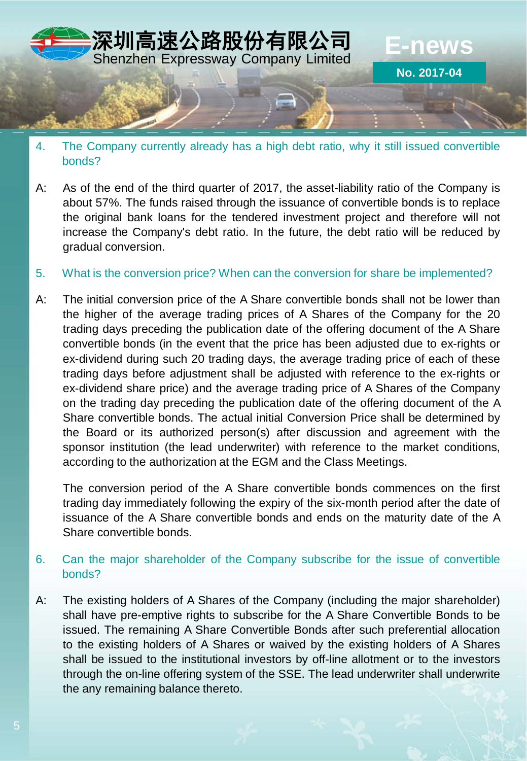4. The Company currently already has a high debt ratio, why it still issued convertible bonds?

A: As of the end of the third quarter of 2017, the asset-liability ratio of the Company is about 57%. The funds raised through the issuance of convertible bonds is to replace the original bank loans for the tendered investment project and therefore will not increase the Company's debt ratio. In the future, the debt ratio will be reduced by gradual conversion.

5. What is the conversion price? When can the conversion for share be implemented?

A: The initial conversion price of the A Share convertible bonds shall not be lower than the higher of the average trading prices of A Shares of the Company for the 20 trading days preceding the publication date of the offering document of the A Share convertible bonds (in the event that the price has been adjusted due to ex-rights or ex-dividend during such 20 trading days, the average trading price of each of these trading days before adjustment shall be adjusted with reference to the ex-rights or ex-dividend share price) and the average trading price of A Shares of the Company on the trading day preceding the publication date of the offering document of the A Share convertible bonds. The actual initial Conversion Price shall be determined by the Board or its authorized person(s) after discussion and agreement with the sponsor institution (the lead underwriter) with reference to the market conditions, according to the authorization at the EGM and the Class Meetings.

The conversion period of the A Share convertible bonds commences on the first trading day immediately following the expiry of the six-month period after the date of issuance of the A Share convertible bonds and ends on the maturity date of the A Share convertible bonds.

6. Can the major shareholder of the Company subscribe for the issue of convertible bonds?

A: The existing holders of A Shares of the Company (including the major shareholder) shall have pre-emptive rights to subscribe for the A Share Convertible Bonds to be issued. The remaining A Share Convertible Bonds after such preferential allocation to the existing holders of A Shares or waived by the existing holders of A Shares shall be issued to the institutional investors by off-line allotment or to the investors through the on-line offering system of the SSE. The lead underwriter shall underwrite the any remaining balance thereto.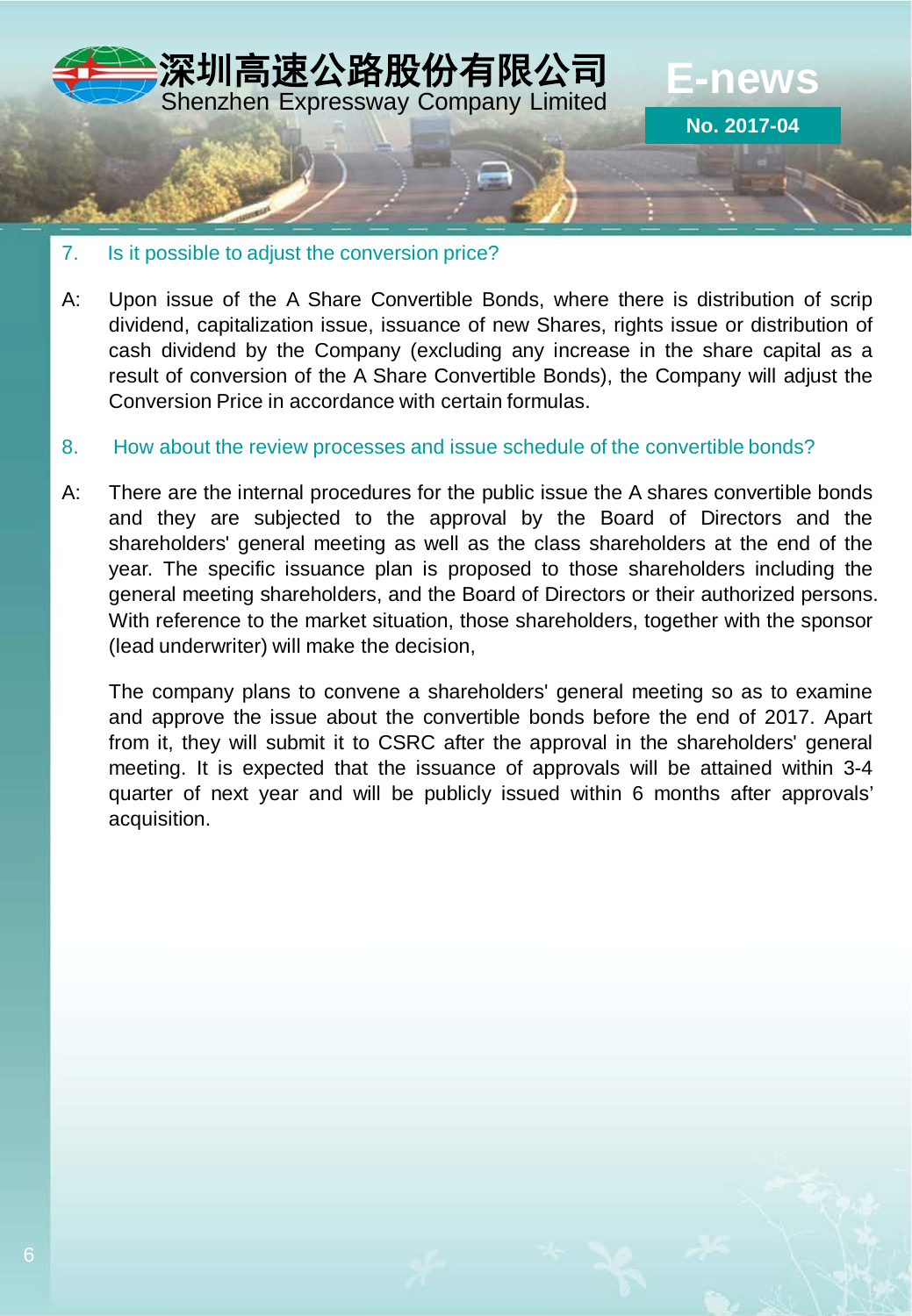7. Is it possible to adjust the conversion price?

A: Upon issue of the A Share Convertible Bonds, where there is distribution of scrip dividend, capitalization issue, issuance of new Shares, rights issue or distribution of cash dividend by the Company (excluding any increase in the share capital as a result of conversion of the A Share Convertible Bonds), the Company will adjust the Conversion Price in accordance with certain formulas.

8. How about the review processes and issue schedule of the convertible bonds?

A: There are the internal procedures for the public issue the A shares convertible bonds and they are subjected to the approval by the Board of Directors and the shareholders' general meeting as well as the class shareholders at the end of the year. The specific issuance plan is proposed to those shareholders including the general meeting shareholders, and the Board of Directors or their authorized persons. With reference to the market situation, those shareholders, together with the sponsor (lead underwriter) will make the decision,

The company plans to convene a shareholders' general meeting so as to examine and approve the issue about the convertible bonds before the end of 2017. Apart from it, they will submit it to CSRC after the approval in the shareholders' general meeting. It is expected that the issuance of approvals will be attained within 3-4 quarter of next year and will be publicly issued within 6 months after approvals' acquisition.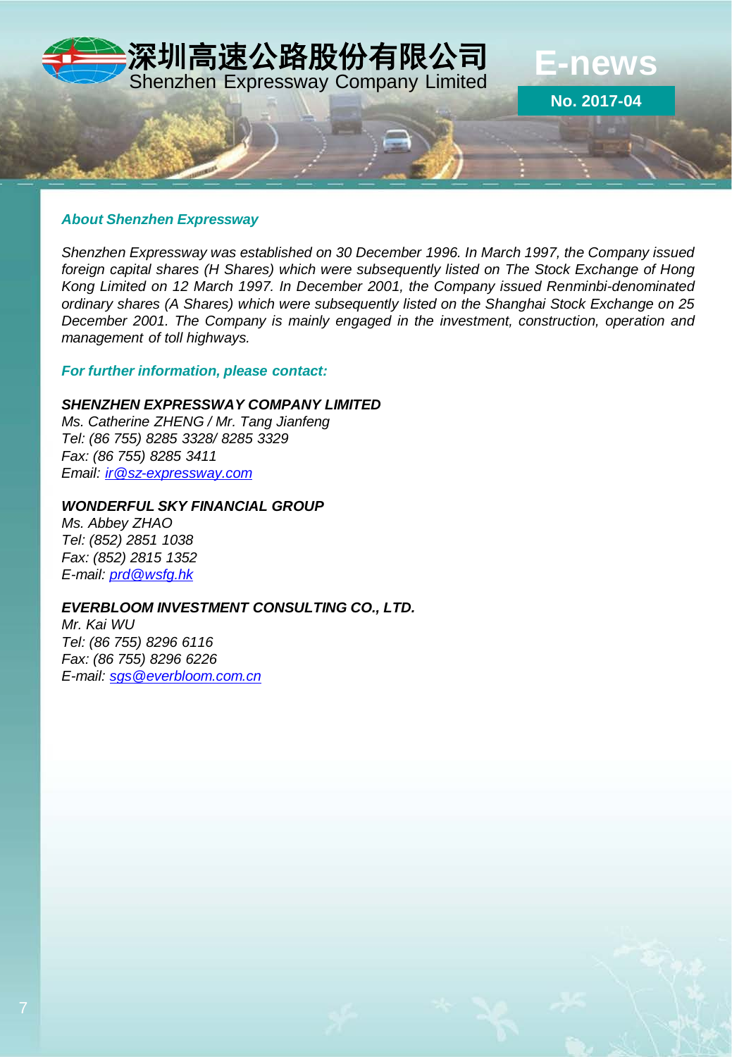深圳高速公路股份有限公司
Shenzhen Expressway Company Limited

E-news

No. 2017-04

### *About Shenzhen Expressway*

*Shenzhen Expressway was established on 30 December 1996. In March 1997, the Company issued foreign capital shares (H Shares) which were subsequently listed on The Stock Exchange of Hong Kong Limited on 12 March 1997. In December 2001, the Company issued Renminbi-denominated ordinary shares (A Shares) which were subsequently listed on the Shanghai Stock Exchange on 25 December 2001. The Company is mainly engaged in the investment, construction, operation and management of toll highways.*

### *For further information, please contact:*

***SHENZHEN EXPRESSWAY COMPANY LIMITED***
*Ms. Catherine ZHENG / Mr. Tang Jianfeng*
*Tel: (86 755) 8285 3328/ 8285 3329*
*Fax: (86 755) 8285 3411*
*Email: ir@sz-expressway.com*

***WONDERFUL SKY FINANCIAL GROUP***
*Ms. Abbey ZHAO*
*Tel: (852) 2851 1038*
*Fax: (852) 2815 1352*
*E-mail: prd@wsfg.hk*

***EVERBLOOM INVESTMENT CONSULTING CO., LTD.***
*Mr. Kai WU*
*Tel: (86 755) 8296 6116*
*Fax: (86 755) 8296 6226*
*E-mail: sgs@everbloom.com.cn*